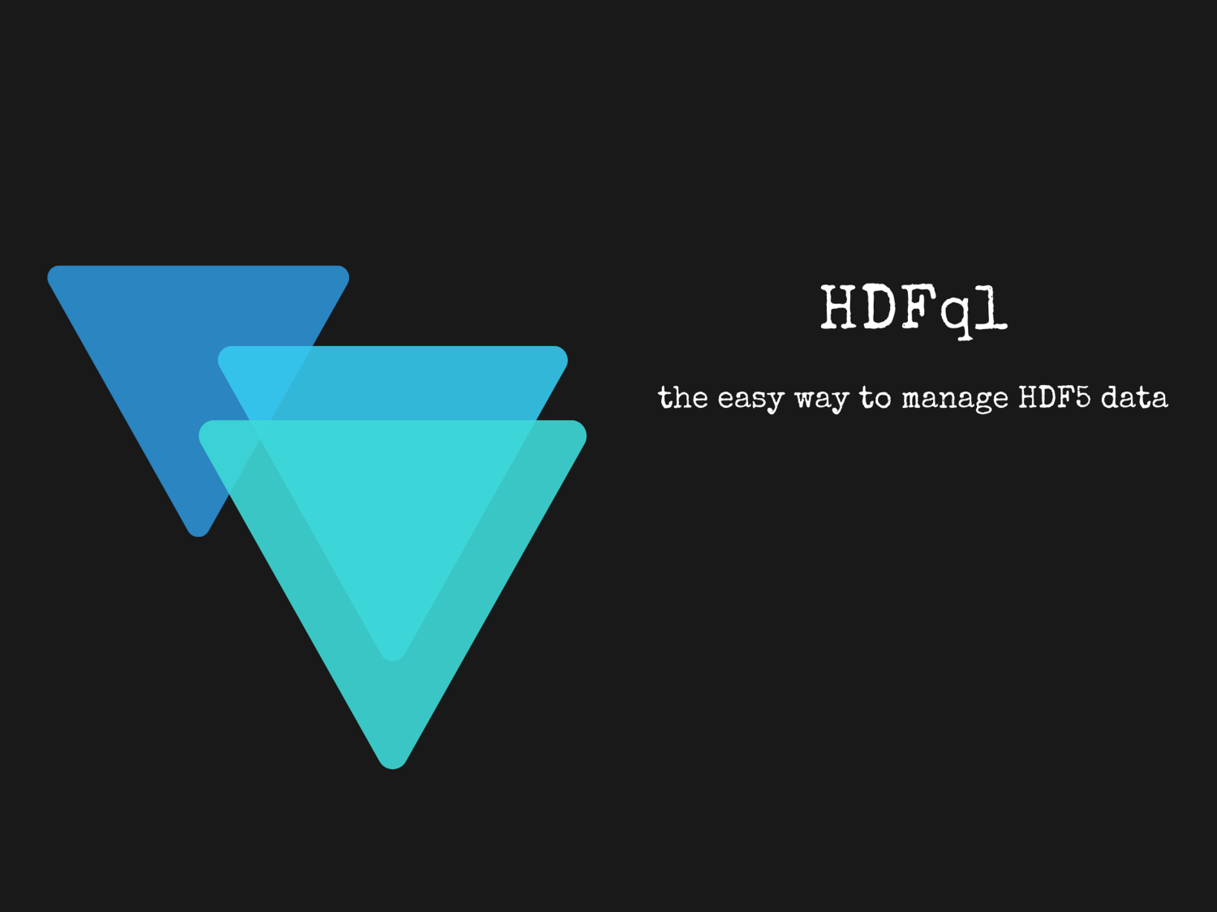# HDFql

the easy way to manage HDF5 data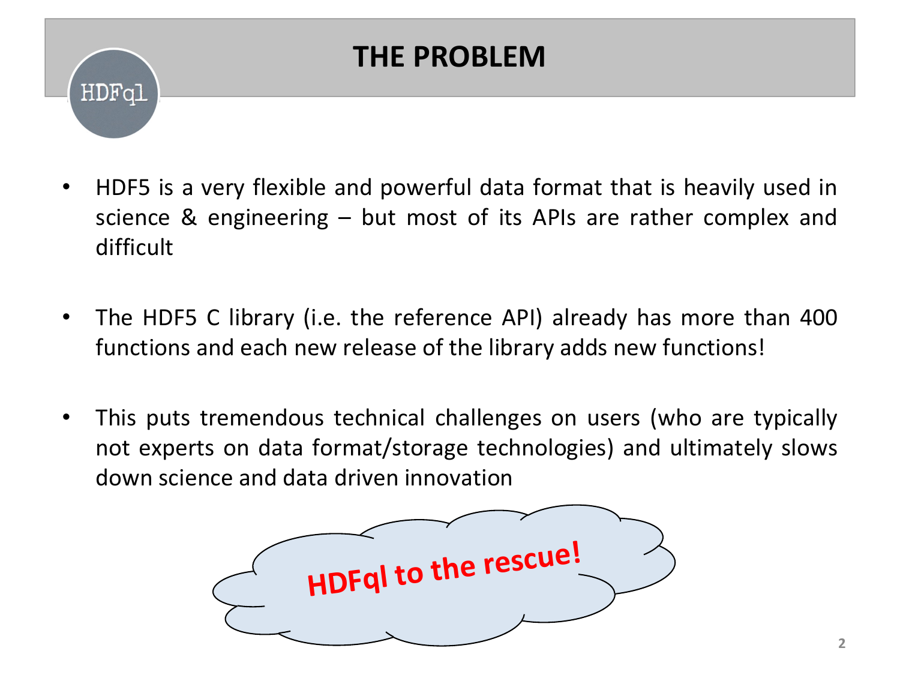# THE PROBLEM

- HDF5 is a very flexible and powerful data format that is heavily used in science & engineering – but most of its APIs are rather complex and difficult

- The HDF5 C library (i.e. the reference API) already has more than 400 functions and each new release of the library adds new functions!

- This puts tremendous technical challenges on users (who are typically not experts on data format/storage technologies) and ultimately slows down science and data driven innovation

**HDFql to the rescue!**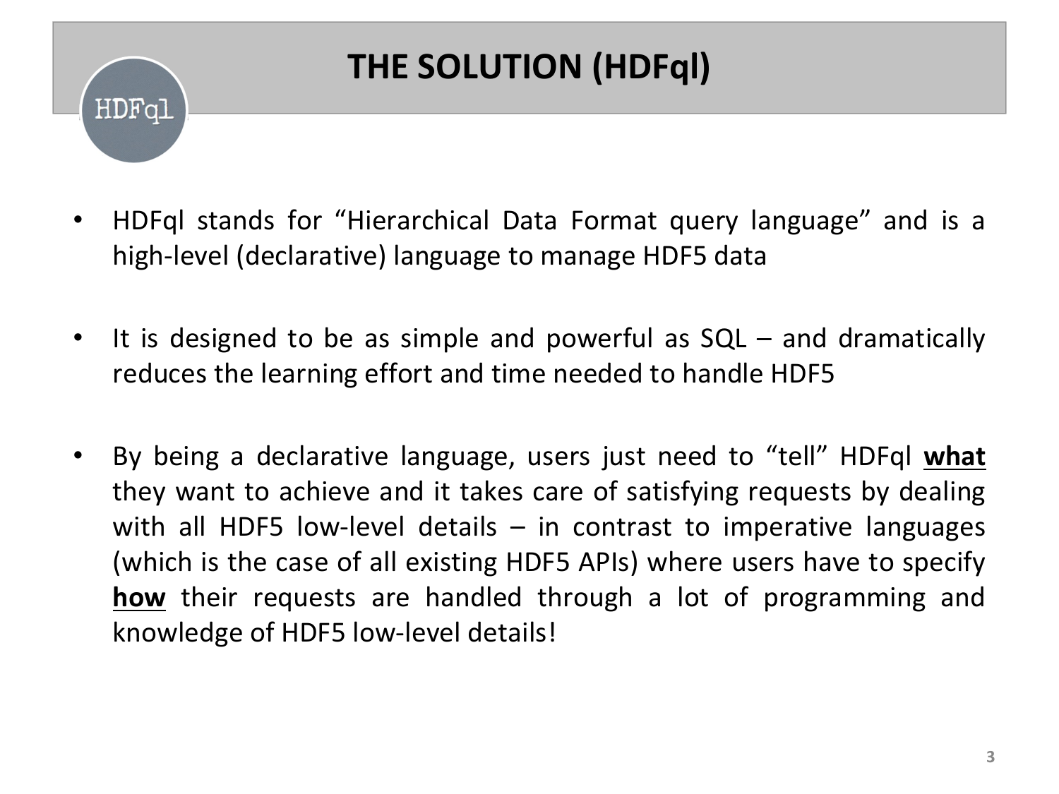# THE SOLUTION (HDFql)

- HDFql stands for "Hierarchical Data Format query language" and is a high-level (declarative) language to manage HDF5 data

- It is designed to be as simple and powerful as SQL – and dramatically reduces the learning effort and time needed to handle HDF5

- By being a declarative language, users just need to "tell" HDFql **<u>what</u>** they want to achieve and it takes care of satisfying requests by dealing with all HDF5 low-level details – in contrast to imperative languages (which is the case of all existing HDF5 APIs) where users have to specify **<u>how</u>** their requests are handled through a lot of programming and knowledge of HDF5 low-level details!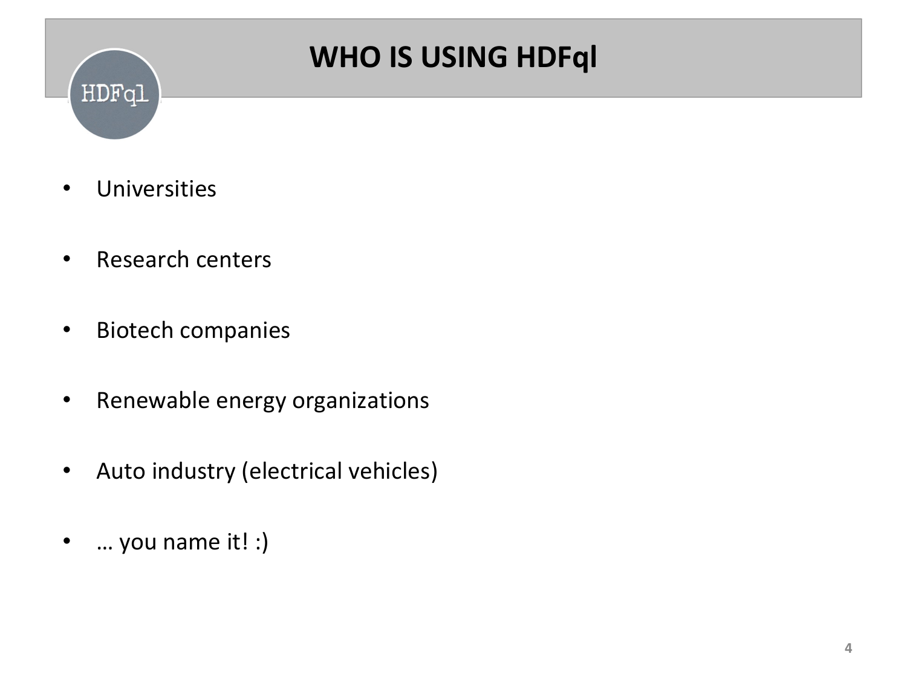# WHO IS USING HDFql

- Universities
- Research centers
- Biotech companies
- Renewable energy organizations
- Auto industry (electrical vehicles)
- … you name it! :)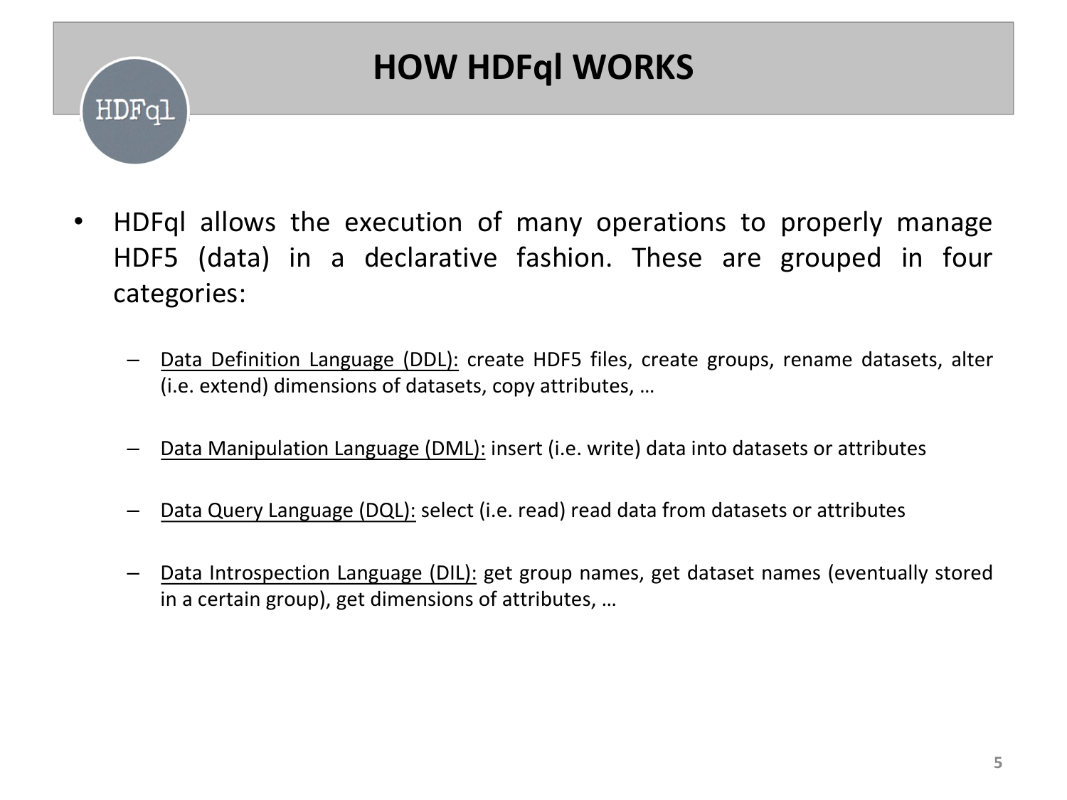# HOW HDFql WORKS

- HDFql allows the execution of many operations to properly manage HDF5 (data) in a declarative fashion. These are grouped in four categories:

  - Data Definition Language (DDL): create HDF5 files, create groups, rename datasets, alter (i.e. extend) dimensions of datasets, copy attributes, …

  - Data Manipulation Language (DML): insert (i.e. write) data into datasets or attributes

  - Data Query Language (DQL): select (i.e. read) read data from datasets or attributes

  - Data Introspection Language (DIL): get group names, get dataset names (eventually stored in a certain group), get dimensions of attributes, …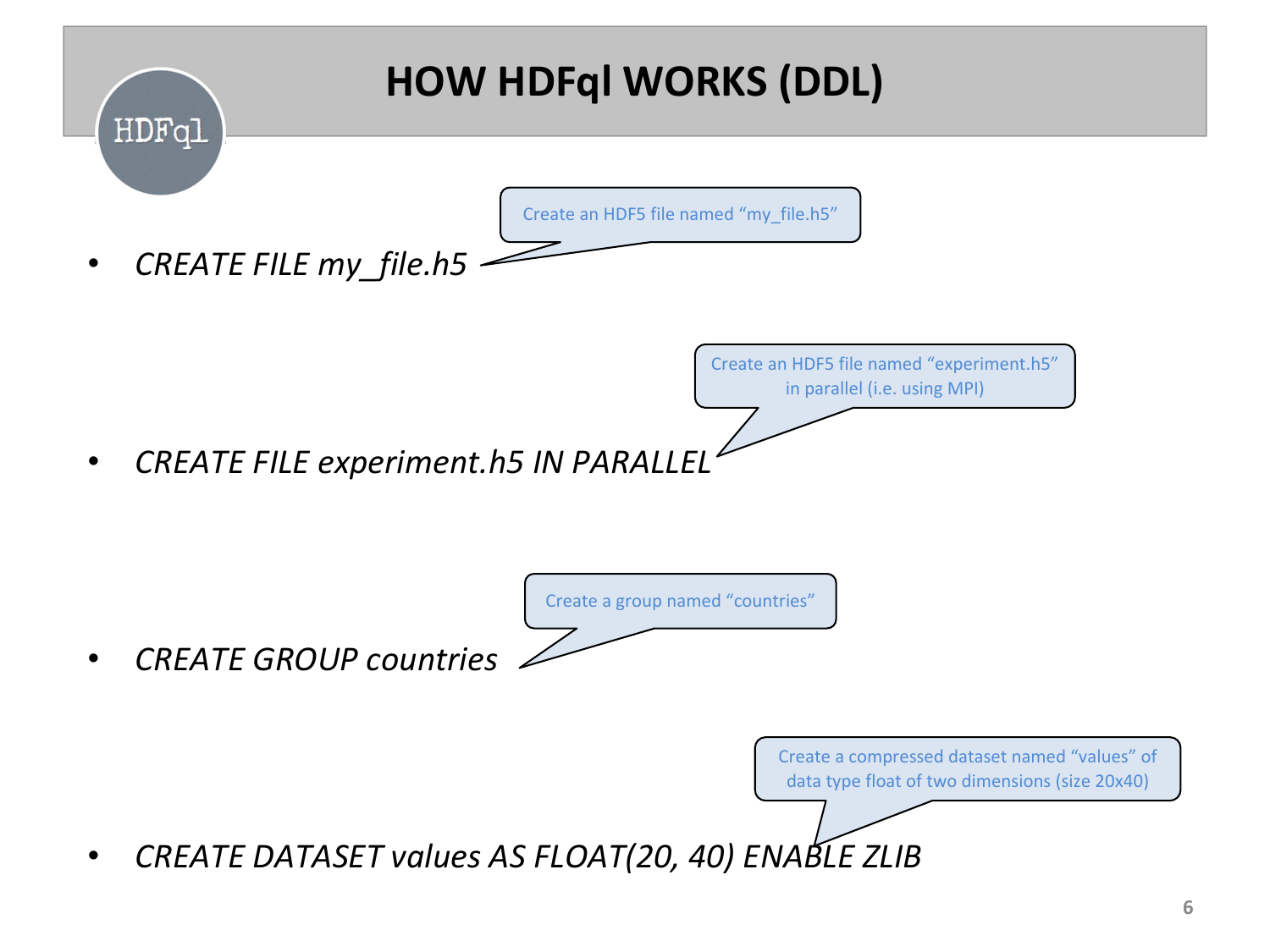# HOW HDFql WORKS (DDL)

- *CREATE FILE my_file.h5*

  Create an HDF5 file named "my_file.h5"

- *CREATE FILE experiment.h5 IN PARALLEL*

  Create an HDF5 file named "experiment.h5" in parallel (i.e. using MPI)

- *CREATE GROUP countries*

  Create a group named "countries"

- *CREATE DATASET values AS FLOAT(20, 40) ENABLE ZLIB*

  Create a compressed dataset named "values" of data type float of two dimensions (size 20x40)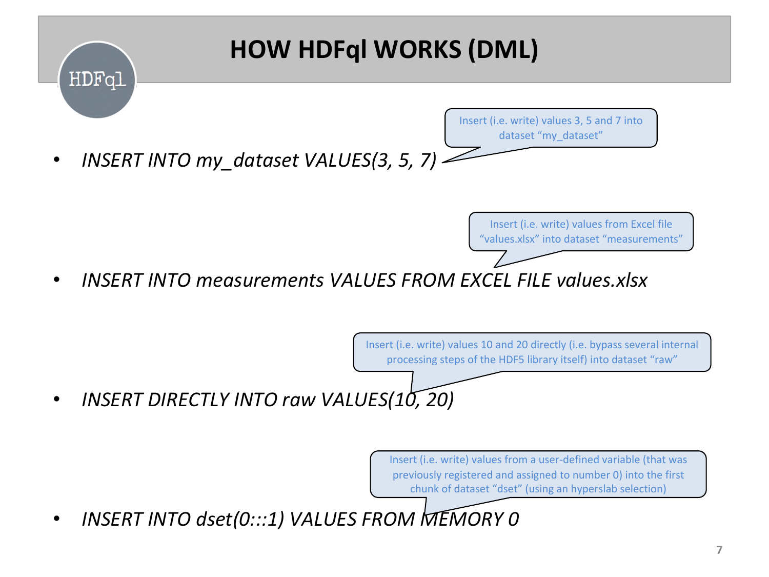# HOW HDFql WORKS (DML)

- *INSERT INTO my_dataset VALUES(3, 5, 7)*

  Insert (i.e. write) values 3, 5 and 7 into dataset "my_dataset"

- *INSERT INTO measurements VALUES FROM EXCEL FILE values.xlsx*

  Insert (i.e. write) values from Excel file "values.xlsx" into dataset "measurements"

- *INSERT DIRECTLY INTO raw VALUES(10, 20)*

  Insert (i.e. write) values 10 and 20 directly (i.e. bypass several internal processing steps of the HDF5 library itself) into dataset "raw"

- *INSERT INTO dset(0:::1) VALUES FROM MEMORY 0*

  Insert (i.e. write) values from a user-defined variable (that was previously registered and assigned to number 0) into the first chunk of dataset "dset" (using an hyperslab selection)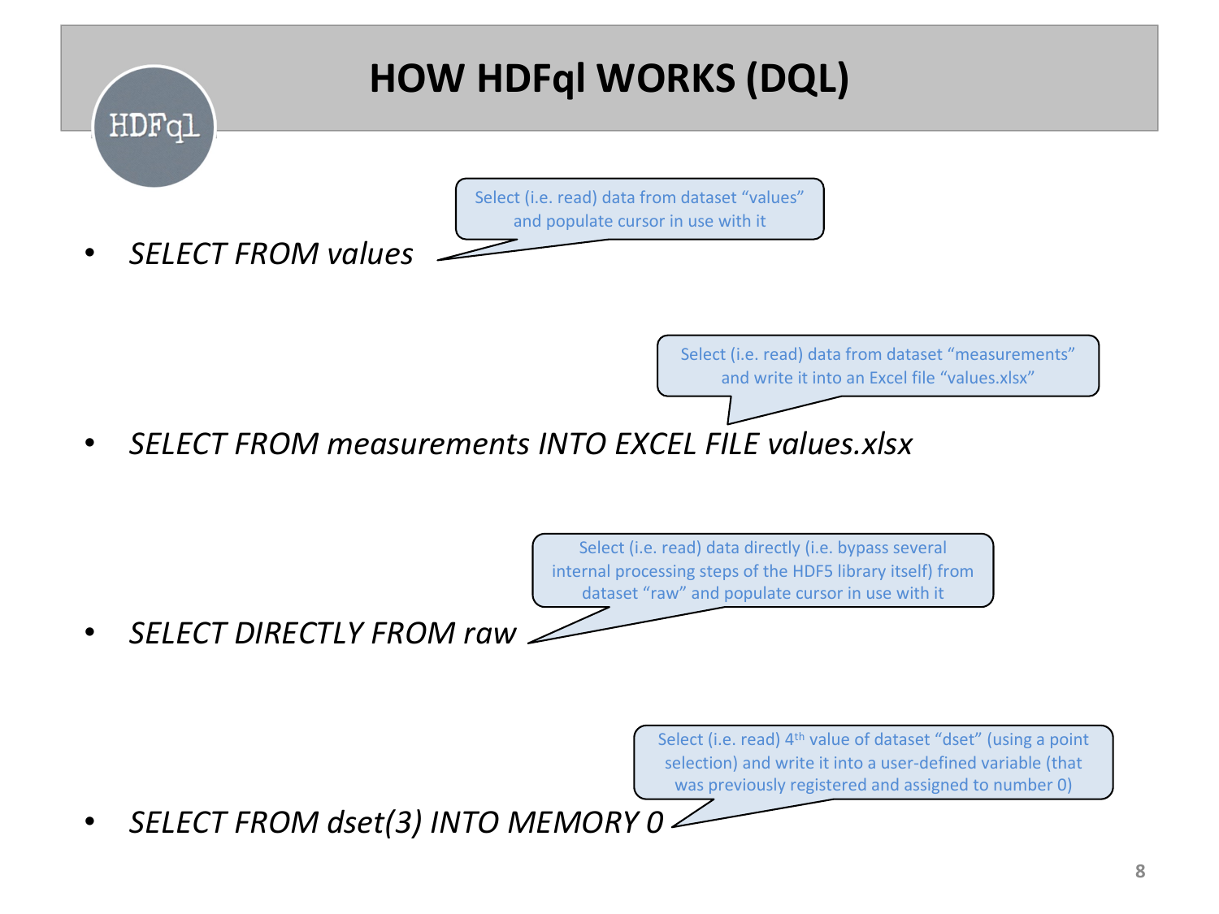# HOW HDFql WORKS (DQL)

- *SELECT FROM values*

  Select (i.e. read) data from dataset "values" and populate cursor in use with it

- *SELECT FROM measurements INTO EXCEL FILE values.xlsx*

  Select (i.e. read) data from dataset "measurements" and write it into an Excel file "values.xlsx"

- *SELECT DIRECTLY FROM raw*

  Select (i.e. read) data directly (i.e. bypass several internal processing steps of the HDF5 library itself) from dataset "raw" and populate cursor in use with it

- *SELECT FROM dset(3) INTO MEMORY 0*

  Select (i.e. read) 4th value of dataset "dset" (using a point selection) and write it into a user-defined variable (that was previously registered and assigned to number 0)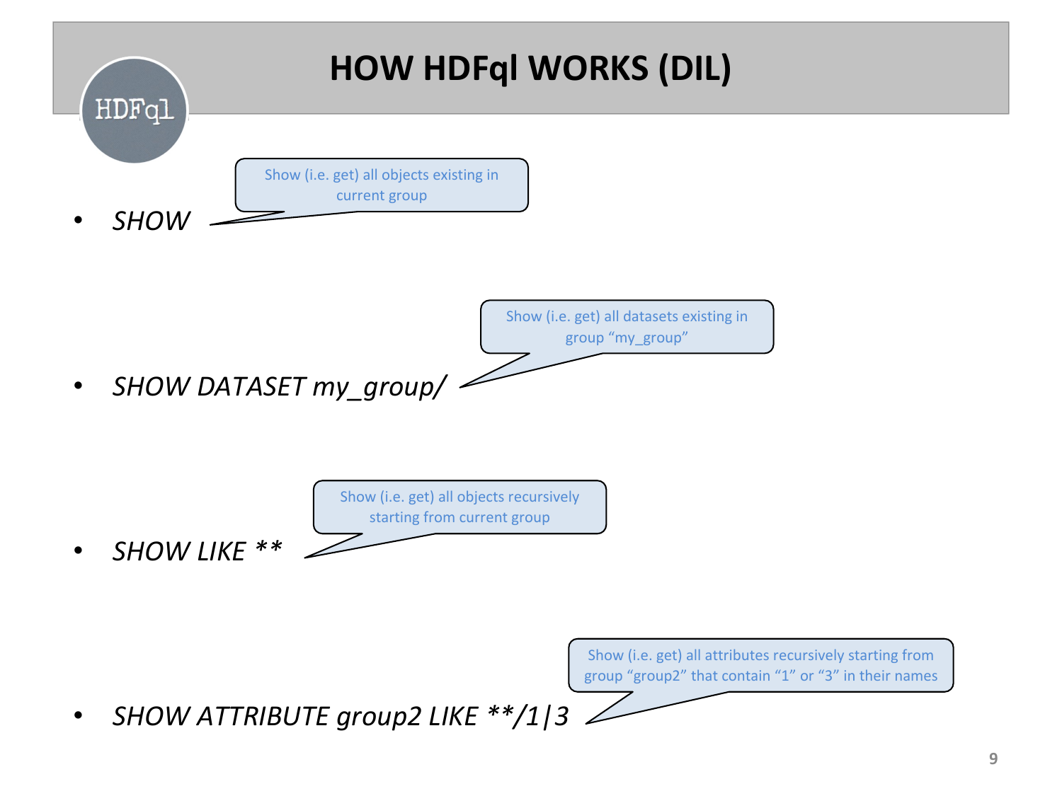# HOW HDFql WORKS (DIL)

- *SHOW*

  Show (i.e. get) all objects existing in current group

- *SHOW DATASET my_group/*

  Show (i.e. get) all datasets existing in group "my_group"

- *SHOW LIKE ***

  Show (i.e. get) all objects recursively starting from current group

- *SHOW ATTRIBUTE group2 LIKE **/1|3*

  Show (i.e. get) all attributes recursively starting from group "group2" that contain "1" or "3" in their names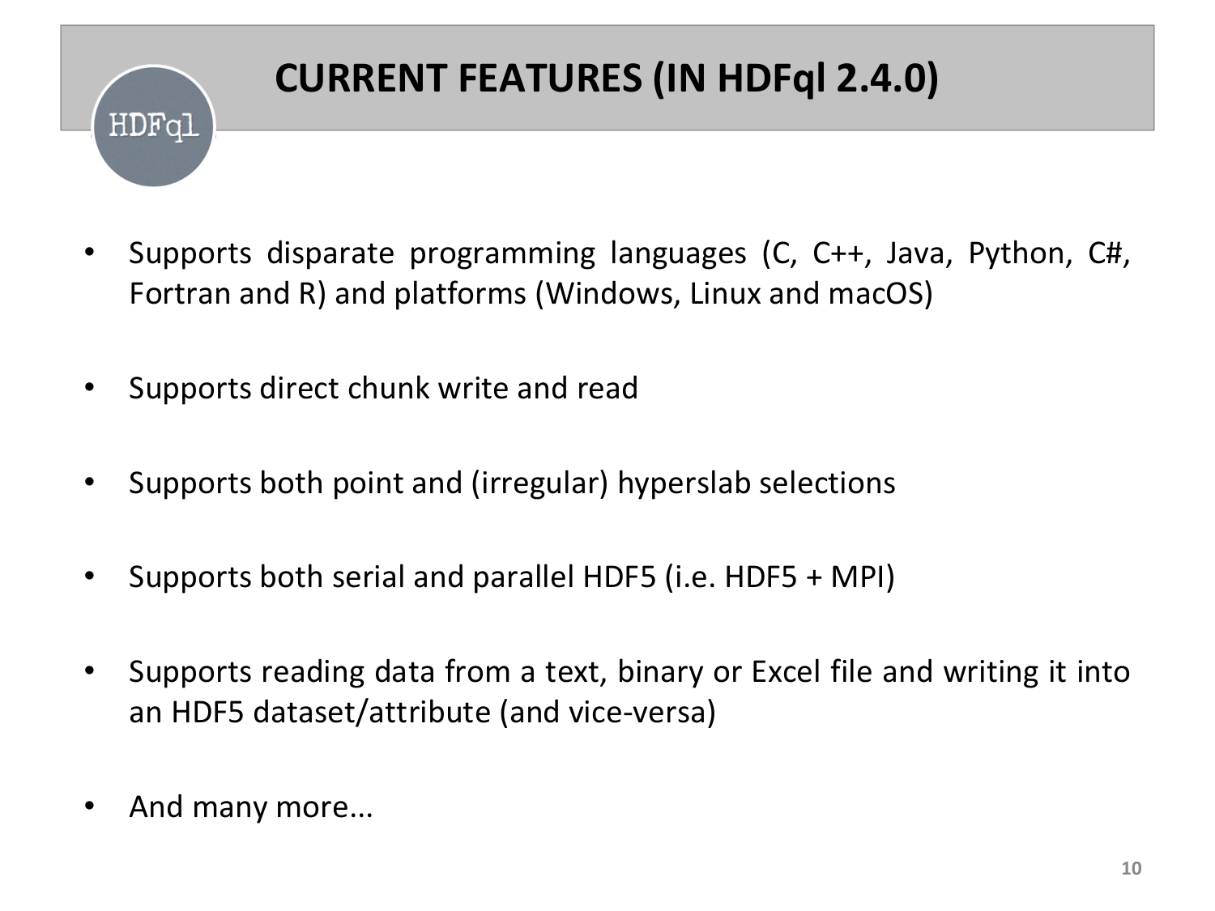# CURRENT FEATURES (IN HDFql 2.4.0)

- Supports disparate programming languages (C, C++, Java, Python, C#, Fortran and R) and platforms (Windows, Linux and macOS)
- Supports direct chunk write and read
- Supports both point and (irregular) hyperslab selections
- Supports both serial and parallel HDF5 (i.e. HDF5 + MPI)
- Supports reading data from a text, binary or Excel file and writing it into an HDF5 dataset/attribute (and vice-versa)
- And many more...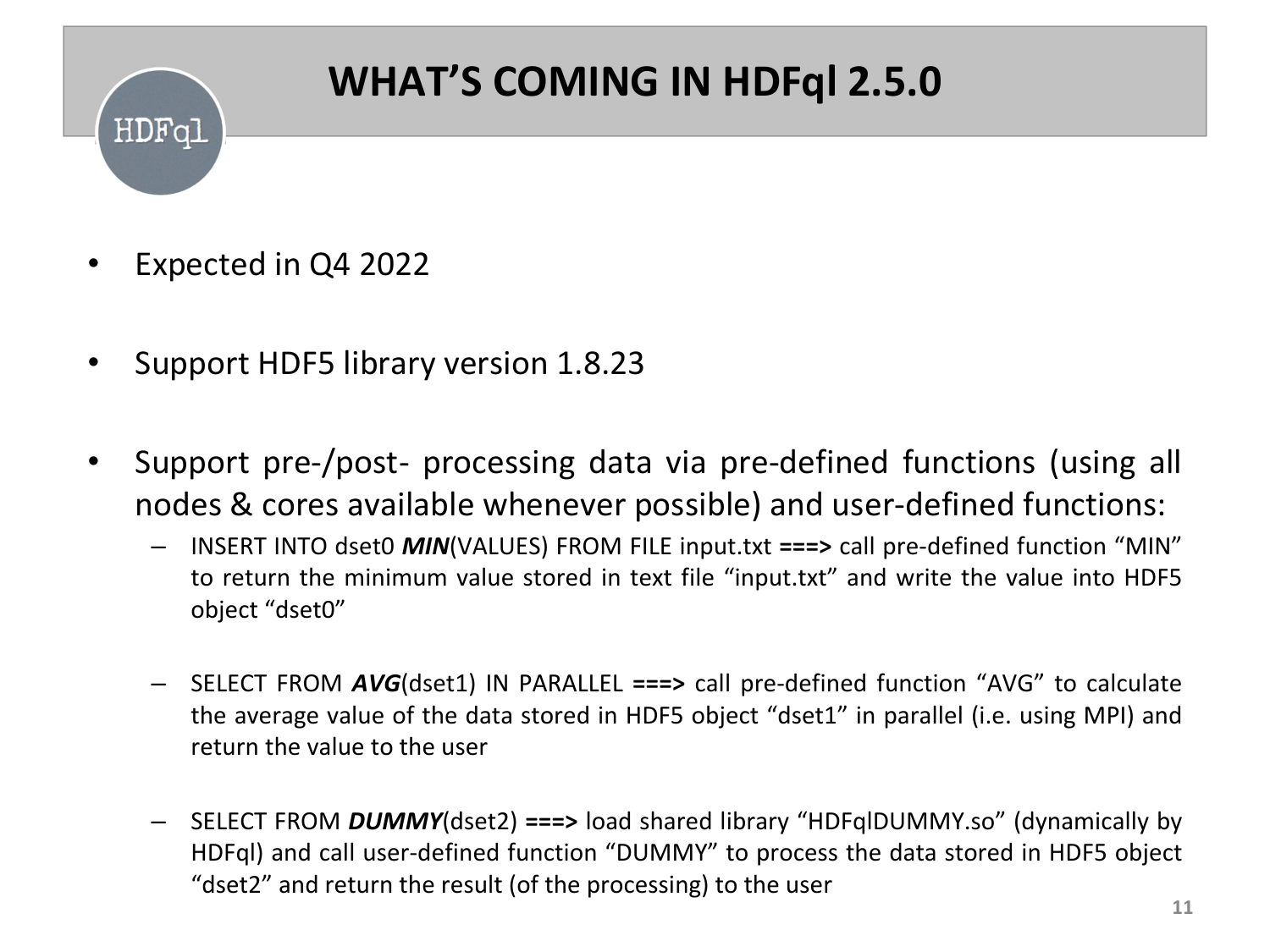# WHAT'S COMING IN HDFql 2.5.0

- Expected in Q4 2022

- Support HDF5 library version 1.8.23

- Support pre-/post- processing data via pre-defined functions (using all nodes & cores available whenever possible) and user-defined functions:
  - INSERT INTO dset0 ***MIN***(VALUES) FROM FILE input.txt **===>** call pre-defined function "MIN" to return the minimum value stored in text file "input.txt" and write the value into HDF5 object "dset0"

  - SELECT FROM ***AVG***(dset1) IN PARALLEL **===>** call pre-defined function "AVG" to calculate the average value of the data stored in HDF5 object "dset1" in parallel (i.e. using MPI) and return the value to the user

  - SELECT FROM ***DUMMY***(dset2) **===>** load shared library "HDFqlDUMMY.so" (dynamically by HDFql) and call user-defined function "DUMMY" to process the data stored in HDF5 object "dset2" and return the result (of the processing) to the user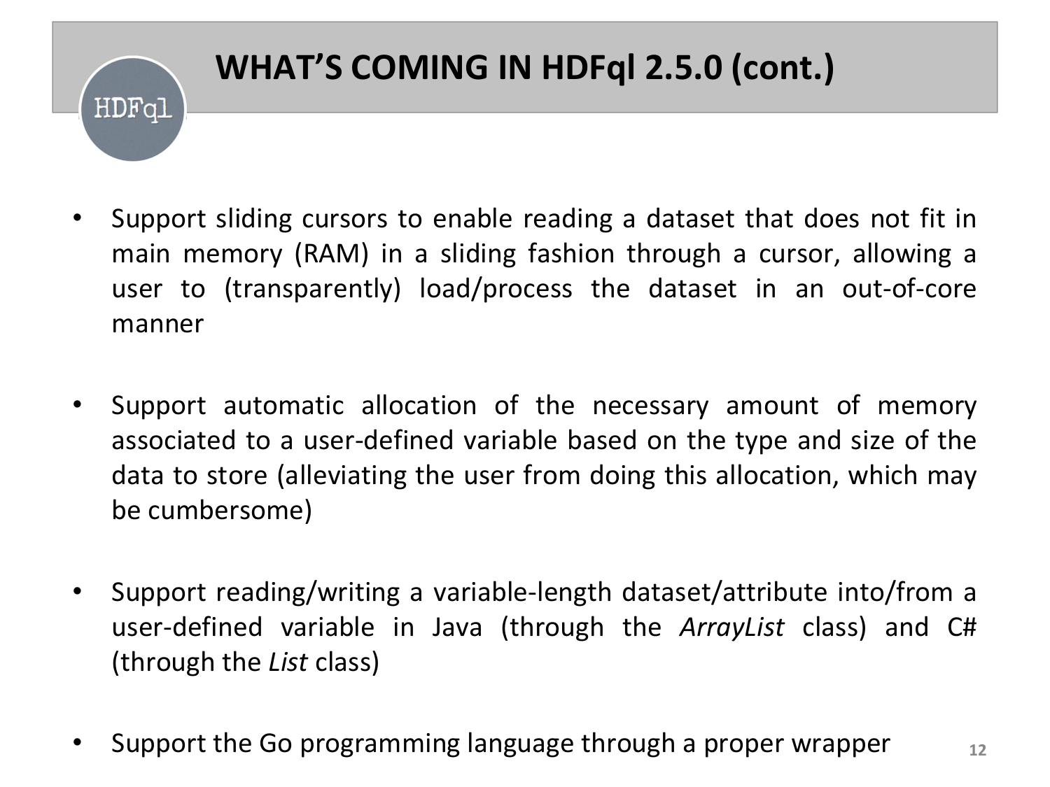# WHAT'S COMING IN HDFql 2.5.0 (cont.)

- Support sliding cursors to enable reading a dataset that does not fit in main memory (RAM) in a sliding fashion through a cursor, allowing a user to (transparently) load/process the dataset in an out-of-core manner

- Support automatic allocation of the necessary amount of memory associated to a user-defined variable based on the type and size of the data to store (alleviating the user from doing this allocation, which may be cumbersome)

- Support reading/writing a variable-length dataset/attribute into/from a user-defined variable in Java (through the *ArrayList* class) and C# (through the *List* class)

- Support the Go programming language through a proper wrapper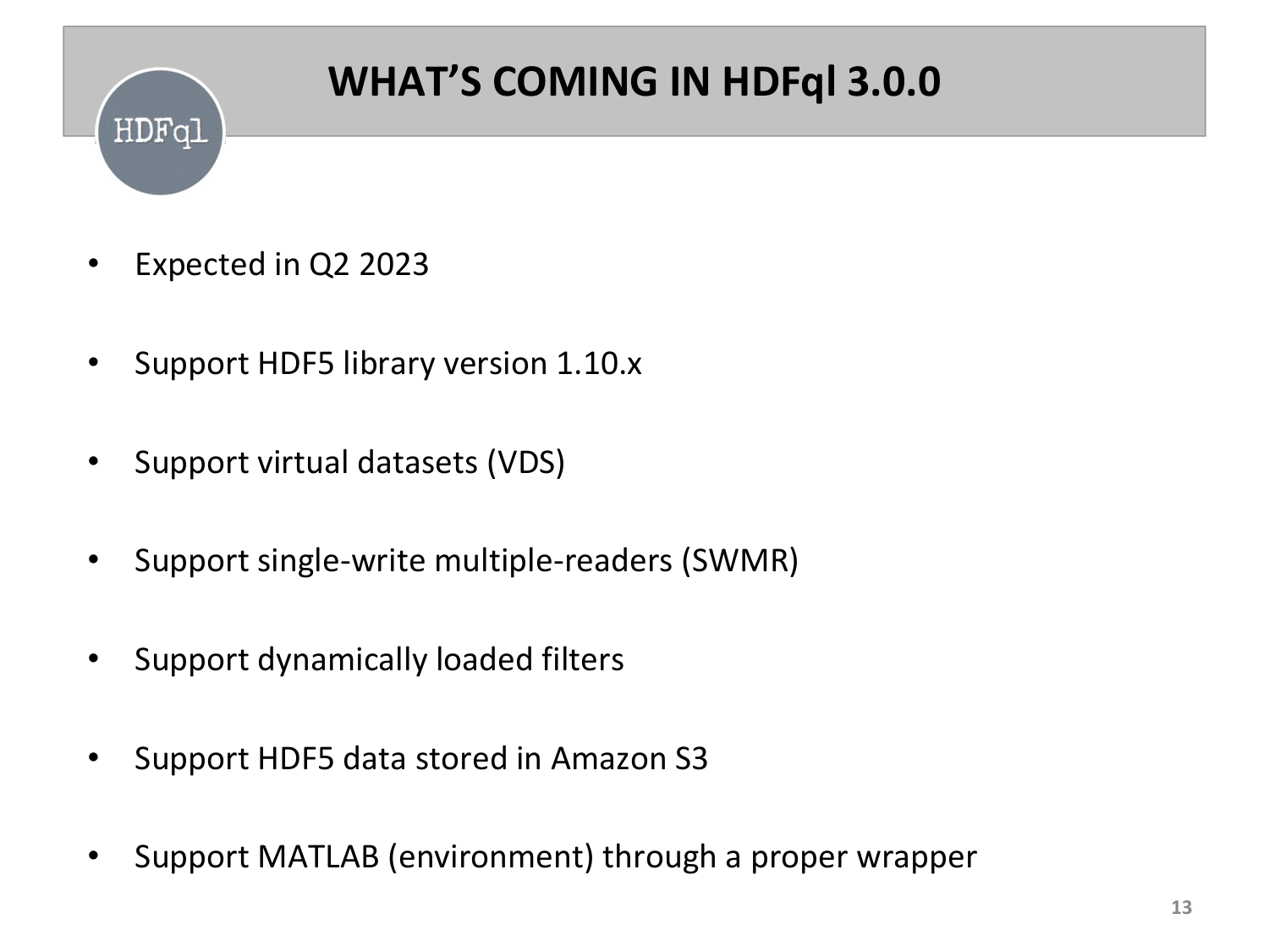# WHAT'S COMING IN HDFql 3.0.0

- Expected in Q2 2023
- Support HDF5 library version 1.10.x
- Support virtual datasets (VDS)
- Support single-write multiple-readers (SWMR)
- Support dynamically loaded filters
- Support HDF5 data stored in Amazon S3
- Support MATLAB (environment) through a proper wrapper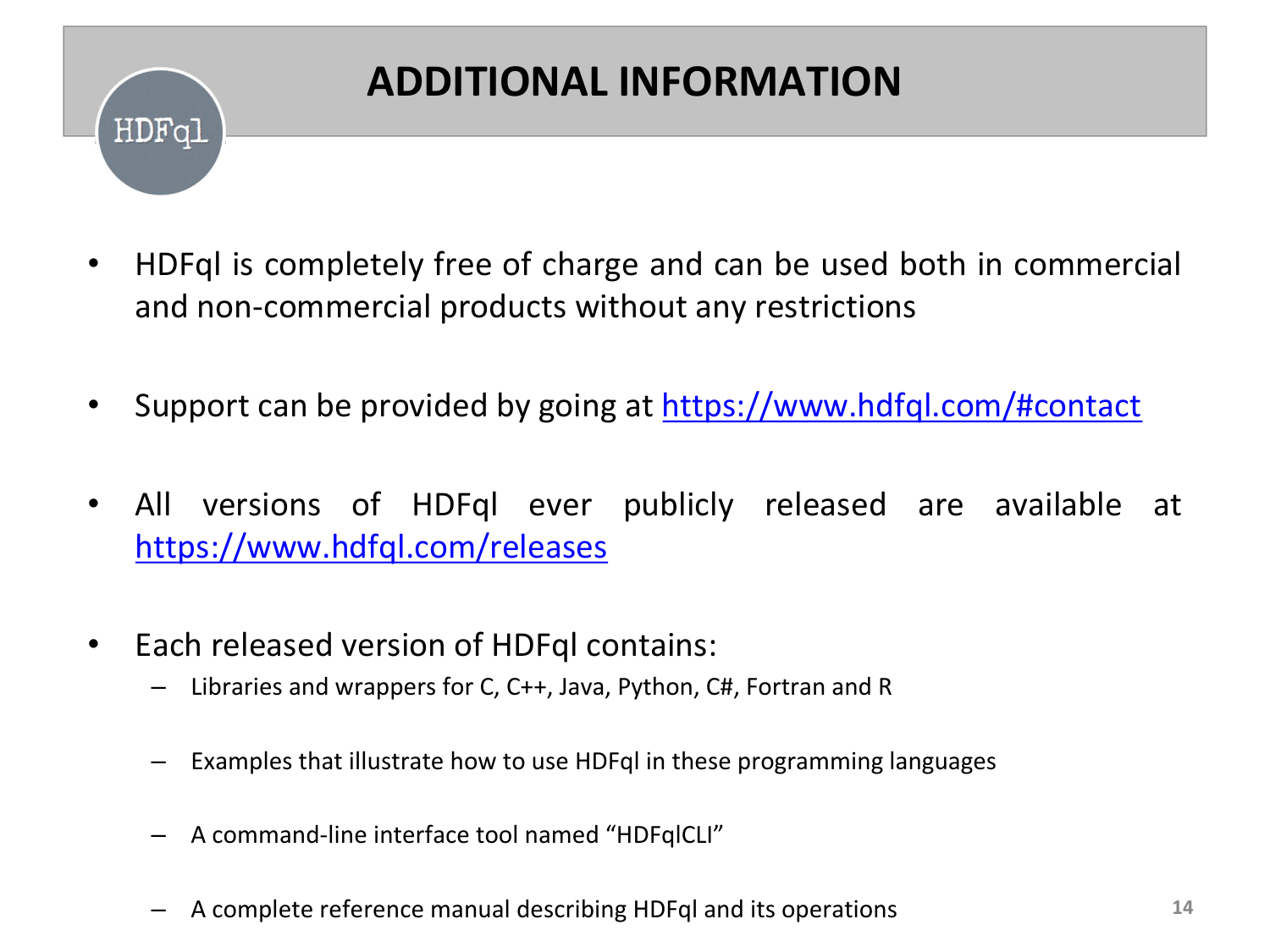# ADDITIONAL INFORMATION

HDFql

- HDFql is completely free of charge and can be used both in commercial and non-commercial products without any restrictions
- Support can be provided by going at [https://www.hdfql.com/#contact](https://www.hdfql.com/#contact)
- All versions of HDFql ever publicly released are available at [https://www.hdfql.com/releases](https://www.hdfql.com/releases)
- Each released version of HDFql contains:
  - Libraries and wrappers for C, C++, Java, Python, C#, Fortran and R
  - Examples that illustrate how to use HDFql in these programming languages
  - A command-line interface tool named “HDFqlCLI”
  - A complete reference manual describing HDFql and its operations